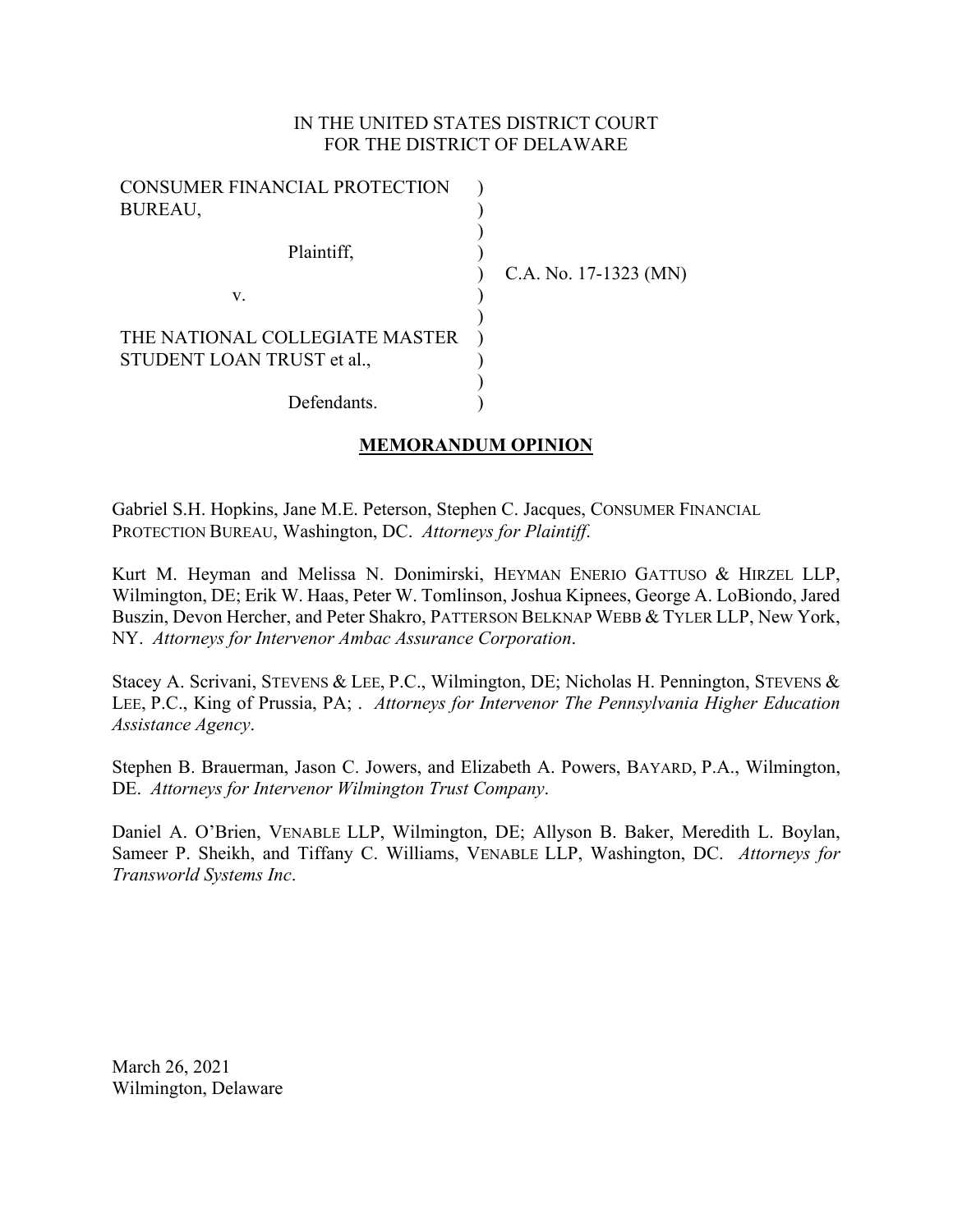IN THE UNITED STATES DISTRICT COURT
FOR THE DISTRICT OF DELAWARE

| | | |
|---|---|---|
| CONSUMER FINANCIAL PROTECTION BUREAU, | ) | |
| Plaintiff, | ) | C.A. No. 17-1323 (MN) |
| v. | ) | |
| THE NATIONAL COLLEGIATE MASTER STUDENT LOAN TRUST et al., | ) | |
| Defendants. | ) | |

## MEMORANDUM OPINION

Gabriel S.H. Hopkins, Jane M.E. Peterson, Stephen C. Jacques, CONSUMER FINANCIAL PROTECTION BUREAU, Washington, DC. *Attorneys for Plaintiff*.

Kurt M. Heyman and Melissa N. Donimirski, HEYMAN ENERIO GATTUSO & HIRZEL LLP, Wilmington, DE; Erik W. Haas, Peter W. Tomlinson, Joshua Kipnees, George A. LoBiondo, Jared Buszin, Devon Hercher, and Peter Shakro, PATTERSON BELKNAP WEBB & TYLER LLP, New York, NY. *Attorneys for Intervenor Ambac Assurance Corporation*.

Stacey A. Scrivani, STEVENS & LEE, P.C., Wilmington, DE; Nicholas H. Pennington, STEVENS & LEE, P.C., King of Prussia, PA; . *Attorneys for Intervenor The Pennsylvania Higher Education Assistance Agency*.

Stephen B. Brauerman, Jason C. Jowers, and Elizabeth A. Powers, BAYARD, P.A., Wilmington, DE. *Attorneys for Intervenor Wilmington Trust Company*.

Daniel A. O'Brien, VENABLE LLP, Wilmington, DE; Allyson B. Baker, Meredith L. Boylan, Sameer P. Sheikh, and Tiffany C. Williams, VENABLE LLP, Washington, DC. *Attorneys for Transworld Systems Inc*.

March 26, 2021
Wilmington, Delaware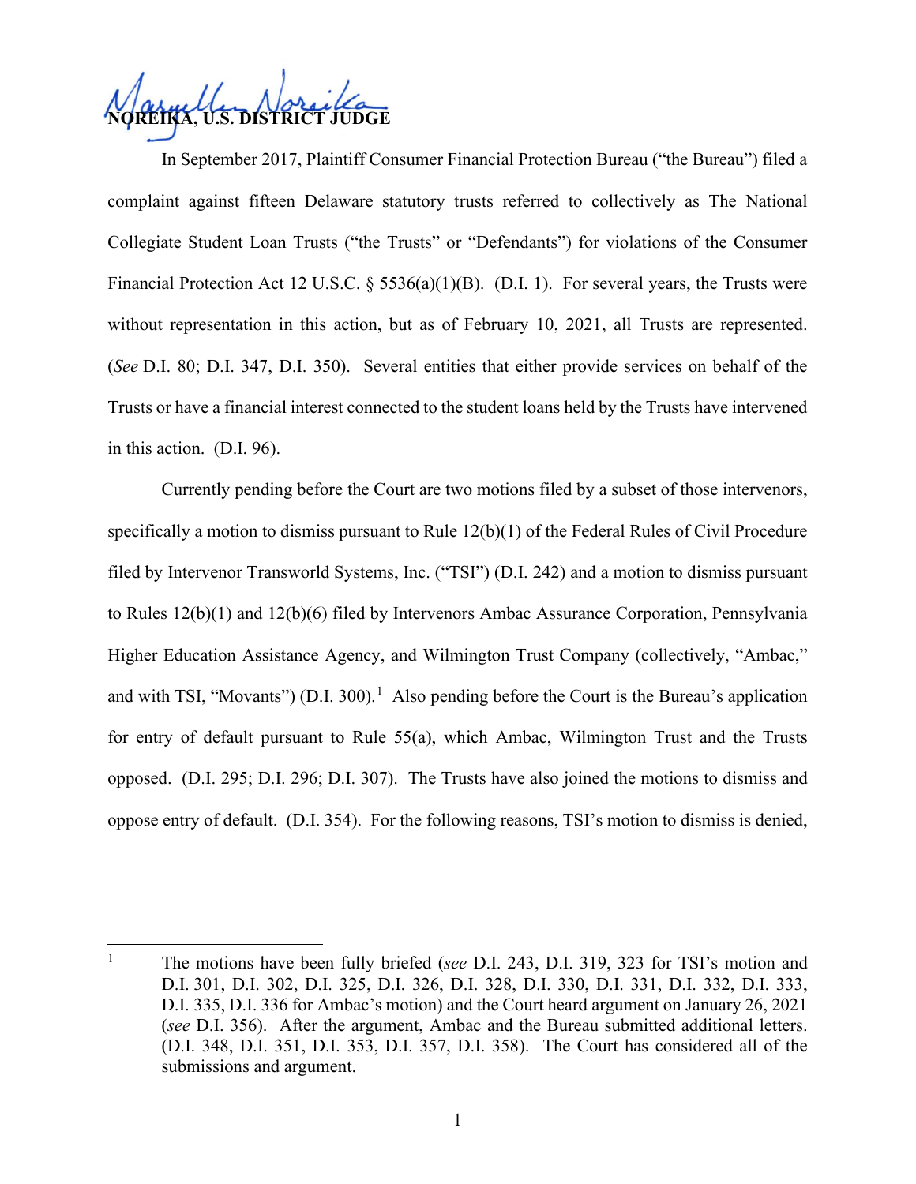**NOREIKA, U.S. DISTRICT JUDGE**

In September 2017, Plaintiff Consumer Financial Protection Bureau ("the Bureau") filed a complaint against fifteen Delaware statutory trusts referred to collectively as The National Collegiate Student Loan Trusts ("the Trusts" or "Defendants") for violations of the Consumer Financial Protection Act 12 U.S.C. § 5536(a)(1)(B). (D.I. 1). For several years, the Trusts were without representation in this action, but as of February 10, 2021, all Trusts are represented. (*See* D.I. 80; D.I. 347, D.I. 350). Several entities that either provide services on behalf of the Trusts or have a financial interest connected to the student loans held by the Trusts have intervened in this action. (D.I. 96).

Currently pending before the Court are two motions filed by a subset of those intervenors, specifically a motion to dismiss pursuant to Rule 12(b)(1) of the Federal Rules of Civil Procedure filed by Intervenor Transworld Systems, Inc. ("TSI") (D.I. 242) and a motion to dismiss pursuant to Rules 12(b)(1) and 12(b)(6) filed by Intervenors Ambac Assurance Corporation, Pennsylvania Higher Education Assistance Agency, and Wilmington Trust Company (collectively, "Ambac," and with TSI, "Movants") (D.I. 300).[1] Also pending before the Court is the Bureau's application for entry of default pursuant to Rule 55(a), which Ambac, Wilmington Trust and the Trusts opposed. (D.I. 295; D.I. 296; D.I. 307). The Trusts have also joined the motions to dismiss and oppose entry of default. (D.I. 354). For the following reasons, TSI's motion to dismiss is denied,

[1] The motions have been fully briefed (*see* D.I. 243, D.I. 319, 323 for TSI's motion and D.I. 301, D.I. 302, D.I. 325, D.I. 326, D.I. 328, D.I. 330, D.I. 331, D.I. 332, D.I. 333, D.I. 335, D.I. 336 for Ambac's motion) and the Court heard argument on January 26, 2021 (*see* D.I. 356). After the argument, Ambac and the Bureau submitted additional letters. (D.I. 348, D.I. 351, D.I. 353, D.I. 357, D.I. 358). The Court has considered all of the submissions and argument.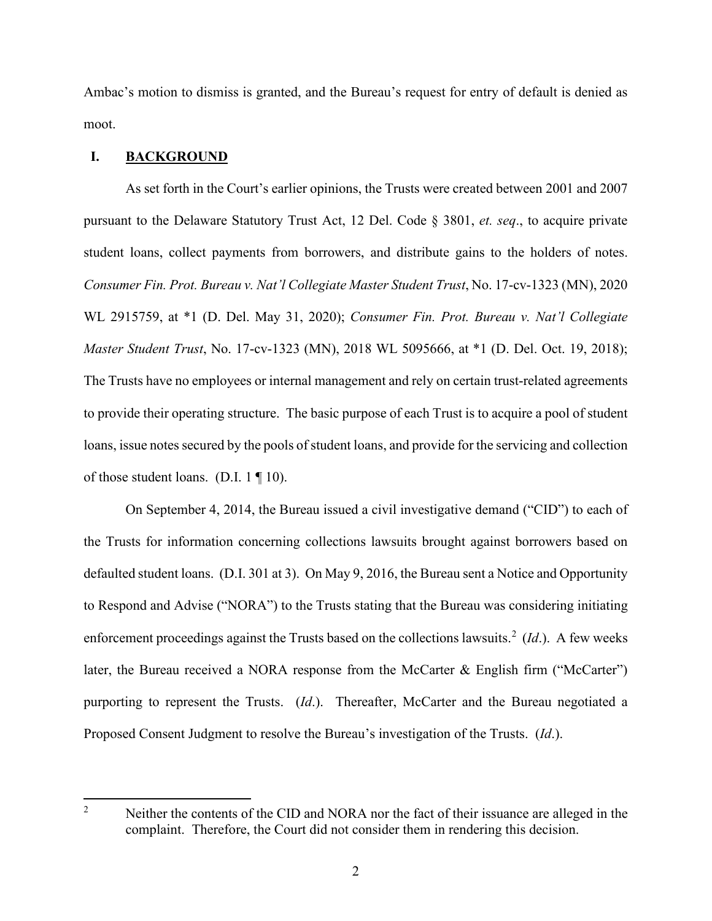Ambac's motion to dismiss is granted, and the Bureau's request for entry of default is denied as moot.

## I. BACKGROUND

As set forth in the Court's earlier opinions, the Trusts were created between 2001 and 2007 pursuant to the Delaware Statutory Trust Act, 12 Del. Code § 3801, *et. seq*., to acquire private student loans, collect payments from borrowers, and distribute gains to the holders of notes. *Consumer Fin. Prot. Bureau v. Nat'l Collegiate Master Student Trust*, No. 17-cv-1323 (MN), 2020 WL 2915759, at *1 (D. Del. May 31, 2020); *Consumer Fin. Prot. Bureau v. Nat'l Collegiate Master Student Trust*, No. 17-cv-1323 (MN), 2018 WL 5095666, at *1 (D. Del. Oct. 19, 2018); The Trusts have no employees or internal management and rely on certain trust-related agreements to provide their operating structure. The basic purpose of each Trust is to acquire a pool of student loans, issue notes secured by the pools of student loans, and provide for the servicing and collection of those student loans. (D.I. 1 ¶ 10).

On September 4, 2014, the Bureau issued a civil investigative demand ("CID") to each of the Trusts for information concerning collections lawsuits brought against borrowers based on defaulted student loans. (D.I. 301 at 3). On May 9, 2016, the Bureau sent a Notice and Opportunity to Respond and Advise ("NORA") to the Trusts stating that the Bureau was considering initiating enforcement proceedings against the Trusts based on the collections lawsuits.[2] (*Id*.). A few weeks later, the Bureau received a NORA response from the McCarter & English firm ("McCarter") purporting to represent the Trusts. (*Id*.). Thereafter, McCarter and the Bureau negotiated a Proposed Consent Judgment to resolve the Bureau's investigation of the Trusts. (*Id*.).

[2] Neither the contents of the CID and NORA nor the fact of their issuance are alleged in the complaint. Therefore, the Court did not consider them in rendering this decision.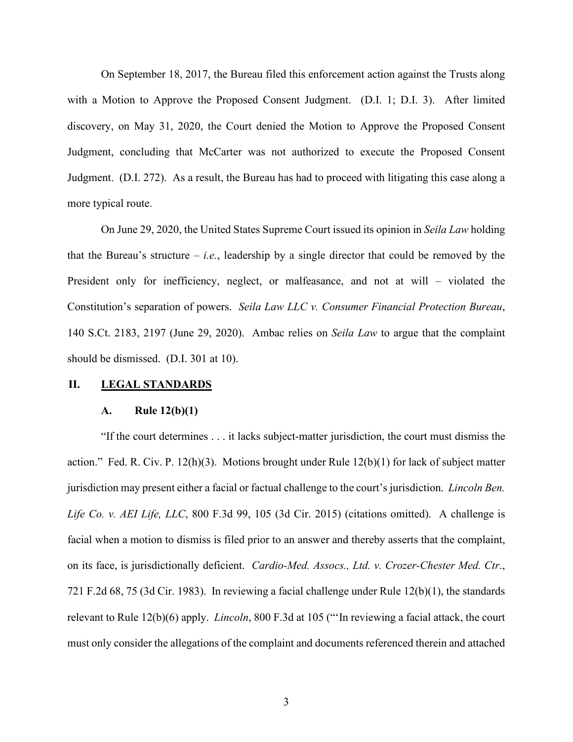On September 18, 2017, the Bureau filed this enforcement action against the Trusts along with a Motion to Approve the Proposed Consent Judgment. (D.I. 1; D.I. 3). After limited discovery, on May 31, 2020, the Court denied the Motion to Approve the Proposed Consent Judgment, concluding that McCarter was not authorized to execute the Proposed Consent Judgment. (D.I. 272). As a result, the Bureau has had to proceed with litigating this case along a more typical route.

On June 29, 2020, the United States Supreme Court issued its opinion in *Seila Law* holding that the Bureau's structure – *i.e.*, leadership by a single director that could be removed by the President only for inefficiency, neglect, or malfeasance, and not at will – violated the Constitution's separation of powers. *Seila Law LLC v. Consumer Financial Protection Bureau*, 140 S.Ct. 2183, 2197 (June 29, 2020). Ambac relies on *Seila Law* to argue that the complaint should be dismissed. (D.I. 301 at 10).

## II. <u>LEGAL STANDARDS</u>

### A. Rule 12(b)(1)

"If the court determines . . . it lacks subject-matter jurisdiction, the court must dismiss the action." Fed. R. Civ. P. 12(h)(3). Motions brought under Rule 12(b)(1) for lack of subject matter jurisdiction may present either a facial or factual challenge to the court's jurisdiction. *Lincoln Ben. Life Co. v. AEI Life, LLC*, 800 F.3d 99, 105 (3d Cir. 2015) (citations omitted). A challenge is facial when a motion to dismiss is filed prior to an answer and thereby asserts that the complaint, on its face, is jurisdictionally deficient. *Cardio-Med. Assocs., Ltd. v. Crozer-Chester Med. Ctr.*, 721 F.2d 68, 75 (3d Cir. 1983). In reviewing a facial challenge under Rule 12(b)(1), the standards relevant to Rule 12(b)(6) apply. *Lincoln*, 800 F.3d at 105 ("'In reviewing a facial attack, the court must only consider the allegations of the complaint and documents referenced therein and attached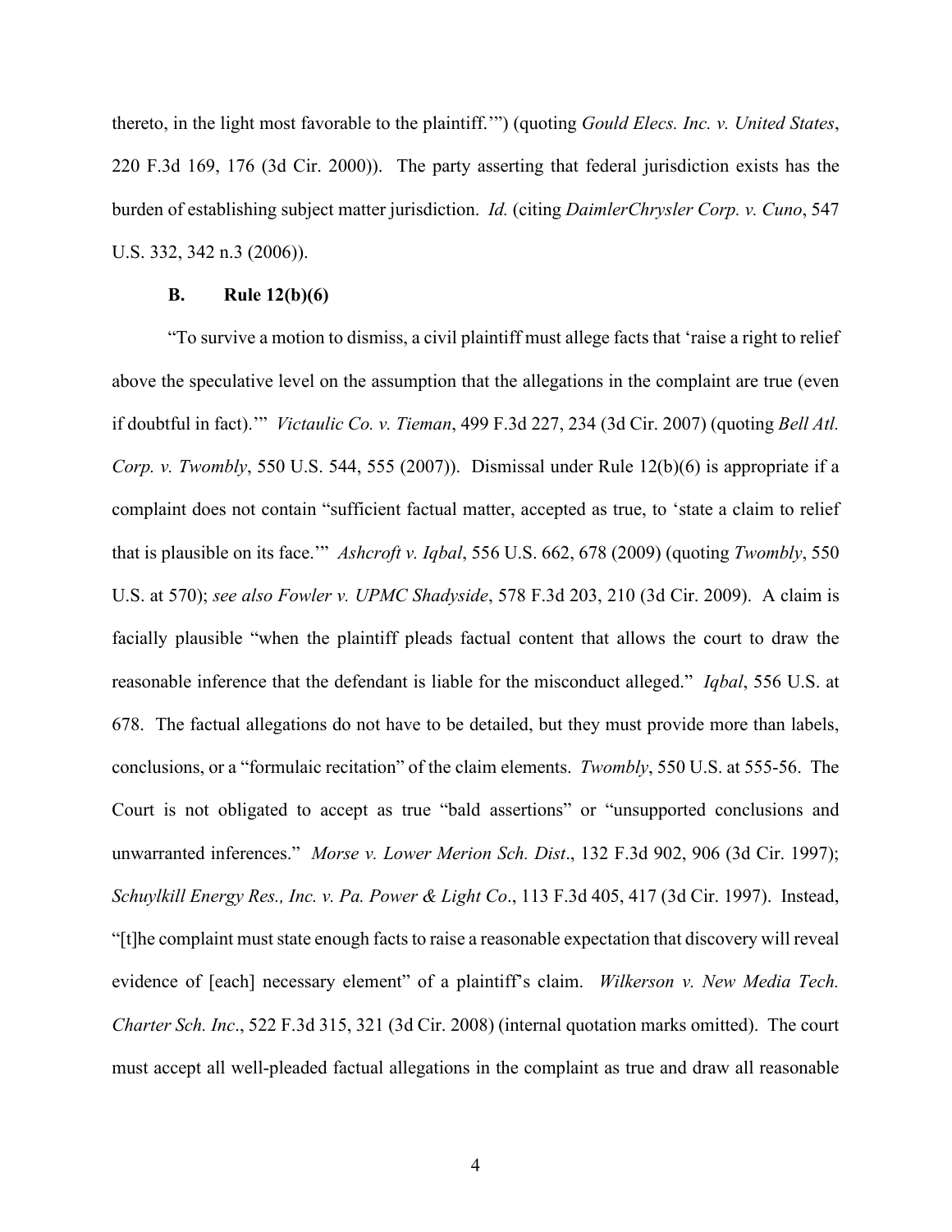thereto, in the light most favorable to the plaintiff.'") (quoting *Gould Elecs. Inc. v. United States*, 220 F.3d 169, 176 (3d Cir. 2000)). The party asserting that federal jurisdiction exists has the burden of establishing subject matter jurisdiction. *Id.* (citing *DaimlerChrysler Corp. v. Cuno*, 547 U.S. 332, 342 n.3 (2006)).

### B. Rule 12(b)(6)

"To survive a motion to dismiss, a civil plaintiff must allege facts that 'raise a right to relief above the speculative level on the assumption that the allegations in the complaint are true (even if doubtful in fact).'" *Victaulic Co. v. Tieman*, 499 F.3d 227, 234 (3d Cir. 2007) (quoting *Bell Atl. Corp. v. Twombly*, 550 U.S. 544, 555 (2007)). Dismissal under Rule 12(b)(6) is appropriate if a complaint does not contain "sufficient factual matter, accepted as true, to 'state a claim to relief that is plausible on its face.'" *Ashcroft v. Iqbal*, 556 U.S. 662, 678 (2009) (quoting *Twombly*, 550 U.S. at 570); *see also Fowler v. UPMC Shadyside*, 578 F.3d 203, 210 (3d Cir. 2009). A claim is facially plausible "when the plaintiff pleads factual content that allows the court to draw the reasonable inference that the defendant is liable for the misconduct alleged." *Iqbal*, 556 U.S. at 678. The factual allegations do not have to be detailed, but they must provide more than labels, conclusions, or a "formulaic recitation" of the claim elements. *Twombly*, 550 U.S. at 555-56. The Court is not obligated to accept as true "bald assertions" or "unsupported conclusions and unwarranted inferences." *Morse v. Lower Merion Sch. Dist*., 132 F.3d 902, 906 (3d Cir. 1997); *Schuylkill Energy Res., Inc. v. Pa. Power & Light Co*., 113 F.3d 405, 417 (3d Cir. 1997). Instead, "[t]he complaint must state enough facts to raise a reasonable expectation that discovery will reveal evidence of [each] necessary element" of a plaintiff's claim. *Wilkerson v. New Media Tech. Charter Sch. Inc*., 522 F.3d 315, 321 (3d Cir. 2008) (internal quotation marks omitted). The court must accept all well-pleaded factual allegations in the complaint as true and draw all reasonable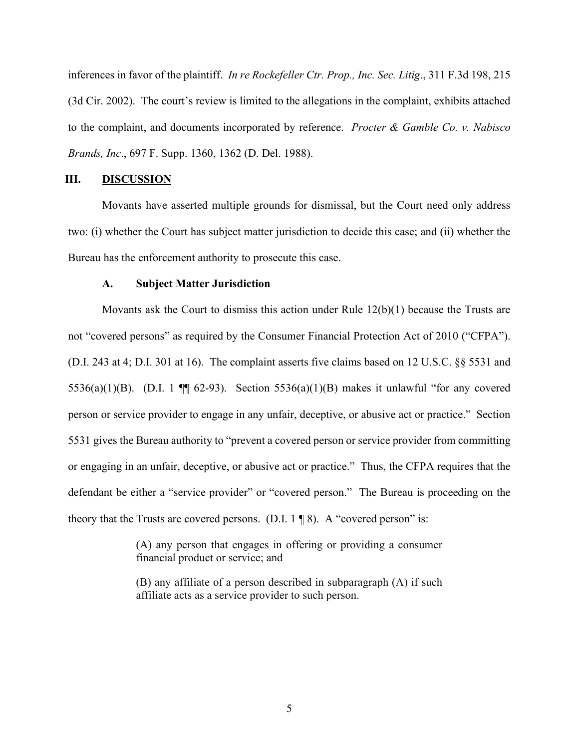inferences in favor of the plaintiff. *In re Rockefeller Ctr. Prop., Inc. Sec. Litig*., 311 F.3d 198, 215 (3d Cir. 2002). The court's review is limited to the allegations in the complaint, exhibits attached to the complaint, and documents incorporated by reference. *Procter & Gamble Co. v. Nabisco Brands, Inc*., 697 F. Supp. 1360, 1362 (D. Del. 1988).

## III. DISCUSSION

Movants have asserted multiple grounds for dismissal, but the Court need only address two: (i) whether the Court has subject matter jurisdiction to decide this case; and (ii) whether the Bureau has the enforcement authority to prosecute this case.

### A. Subject Matter Jurisdiction

Movants ask the Court to dismiss this action under Rule 12(b)(1) because the Trusts are not "covered persons" as required by the Consumer Financial Protection Act of 2010 ("CFPA"). (D.I. 243 at 4; D.I. 301 at 16). The complaint asserts five claims based on 12 U.S.C. §§ 5531 and 5536(a)(1)(B). (D.I. 1 ¶¶ 62-93). Section 5536(a)(1)(B) makes it unlawful "for any covered person or service provider to engage in any unfair, deceptive, or abusive act or practice." Section 5531 gives the Bureau authority to "prevent a covered person or service provider from committing or engaging in an unfair, deceptive, or abusive act or practice." Thus, the CFPA requires that the defendant be either a "service provider" or "covered person." The Bureau is proceeding on the theory that the Trusts are covered persons. (D.I. 1 ¶ 8). A "covered person" is:

> (A) any person that engages in offering or providing a consumer financial product or service; and
>
> (B) any affiliate of a person described in subparagraph (A) if such affiliate acts as a service provider to such person.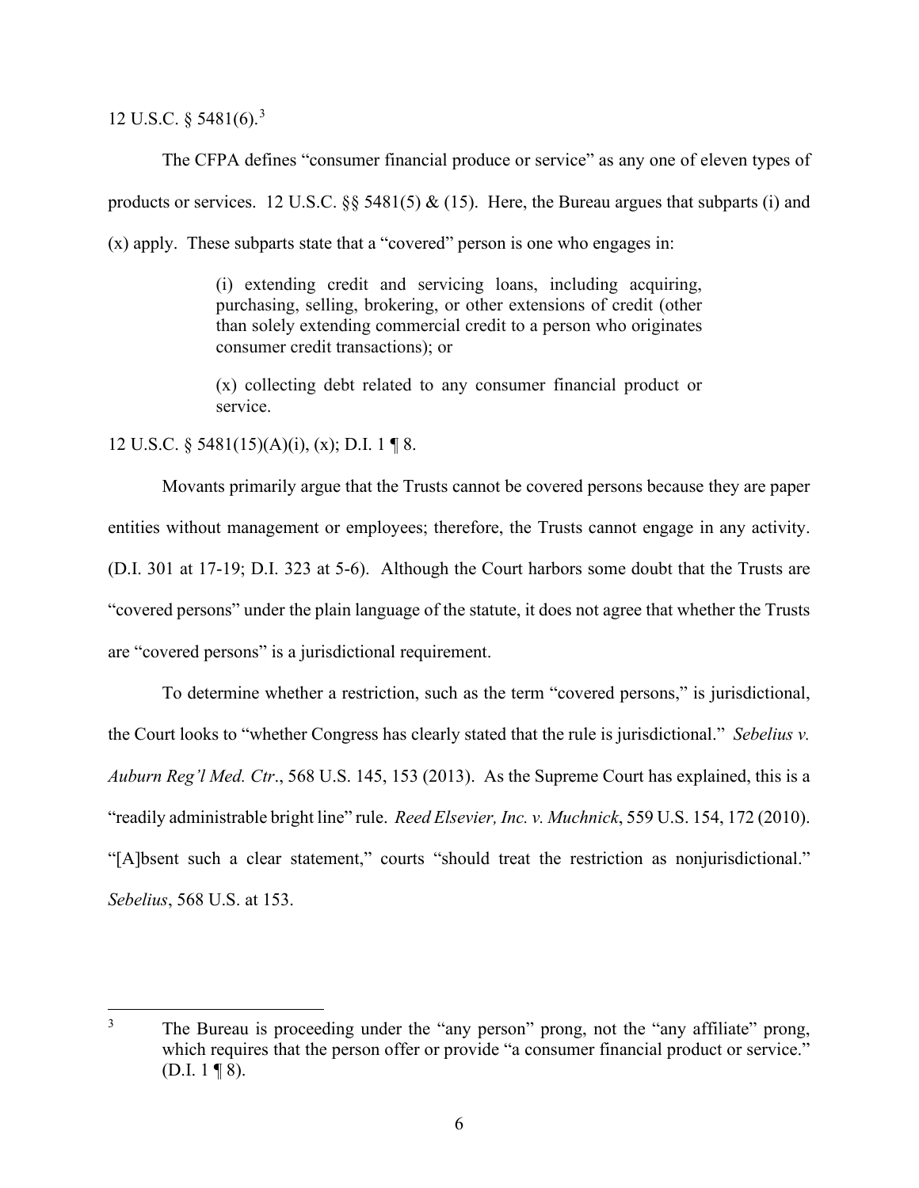12 U.S.C. § 5481(6).[3]

The CFPA defines "consumer financial produce or service" as any one of eleven types of products or services. 12 U.S.C. §§ 5481(5) & (15). Here, the Bureau argues that subparts (i) and (x) apply. These subparts state that a "covered" person is one who engages in:

> (i) extending credit and servicing loans, including acquiring, purchasing, selling, brokering, or other extensions of credit (other than solely extending commercial credit to a person who originates consumer credit transactions); or
>
> (x) collecting debt related to any consumer financial product or service.

12 U.S.C. § 5481(15)(A)(i), (x); D.I. 1 ¶ 8.

Movants primarily argue that the Trusts cannot be covered persons because they are paper entities without management or employees; therefore, the Trusts cannot engage in any activity. (D.I. 301 at 17-19; D.I. 323 at 5-6). Although the Court harbors some doubt that the Trusts are "covered persons" under the plain language of the statute, it does not agree that whether the Trusts are "covered persons" is a jurisdictional requirement.

To determine whether a restriction, such as the term "covered persons," is jurisdictional, the Court looks to "whether Congress has clearly stated that the rule is jurisdictional." *Sebelius v. Auburn Reg'l Med. Ctr*., 568 U.S. 145, 153 (2013). As the Supreme Court has explained, this is a "readily administrable bright line" rule. *Reed Elsevier, Inc. v. Muchnick*, 559 U.S. 154, 172 (2010). "[A]bsent such a clear statement," courts "should treat the restriction as nonjurisdictional." *Sebelius*, 568 U.S. at 153.

---

[3] The Bureau is proceeding under the "any person" prong, not the "any affiliate" prong, which requires that the person offer or provide "a consumer financial product or service." (D.I. 1 ¶ 8).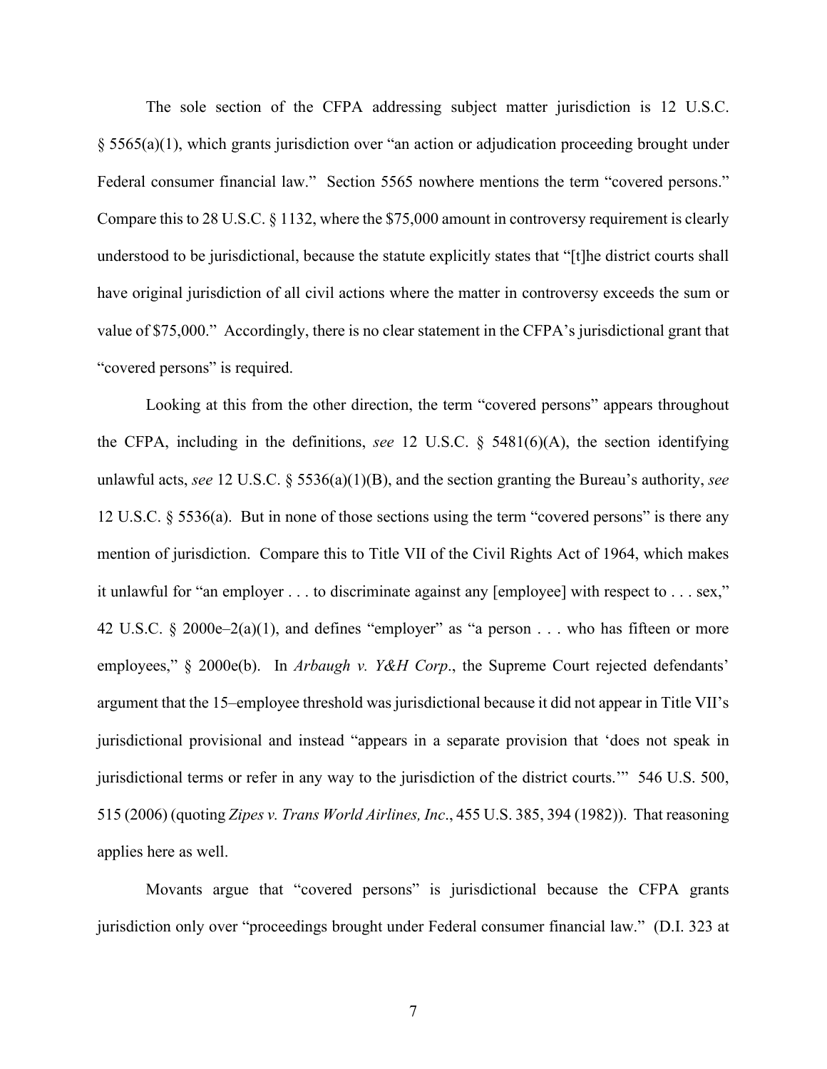The sole section of the CFPA addressing subject matter jurisdiction is 12 U.S.C. § 5565(a)(1), which grants jurisdiction over "an action or adjudication proceeding brought under Federal consumer financial law." Section 5565 nowhere mentions the term "covered persons." Compare this to 28 U.S.C. § 1132, where the $75,000 amount in controversy requirement is clearly understood to be jurisdictional, because the statute explicitly states that "[t]he district courts shall have original jurisdiction of all civil actions where the matter in controversy exceeds the sum or value of $75,000." Accordingly, there is no clear statement in the CFPA's jurisdictional grant that "covered persons" is required.

Looking at this from the other direction, the term "covered persons" appears throughout the CFPA, including in the definitions, *see* 12 U.S.C. § 5481(6)(A), the section identifying unlawful acts, *see* 12 U.S.C. § 5536(a)(1)(B), and the section granting the Bureau's authority, *see* 12 U.S.C. § 5536(a). But in none of those sections using the term "covered persons" is there any mention of jurisdiction. Compare this to Title VII of the Civil Rights Act of 1964, which makes it unlawful for "an employer . . . to discriminate against any [employee] with respect to . . . sex," 42 U.S.C. § 2000e–2(a)(1), and defines "employer" as "a person . . . who has fifteen or more employees," § 2000e(b). In *Arbaugh v. Y&H Corp*., the Supreme Court rejected defendants' argument that the 15–employee threshold was jurisdictional because it did not appear in Title VII's jurisdictional provisional and instead "appears in a separate provision that 'does not speak in jurisdictional terms or refer in any way to the jurisdiction of the district courts.'" 546 U.S. 500, 515 (2006) (quoting *Zipes v. Trans World Airlines, Inc*., 455 U.S. 385, 394 (1982)). That reasoning applies here as well.

Movants argue that "covered persons" is jurisdictional because the CFPA grants jurisdiction only over "proceedings brought under Federal consumer financial law." (D.I. 323 at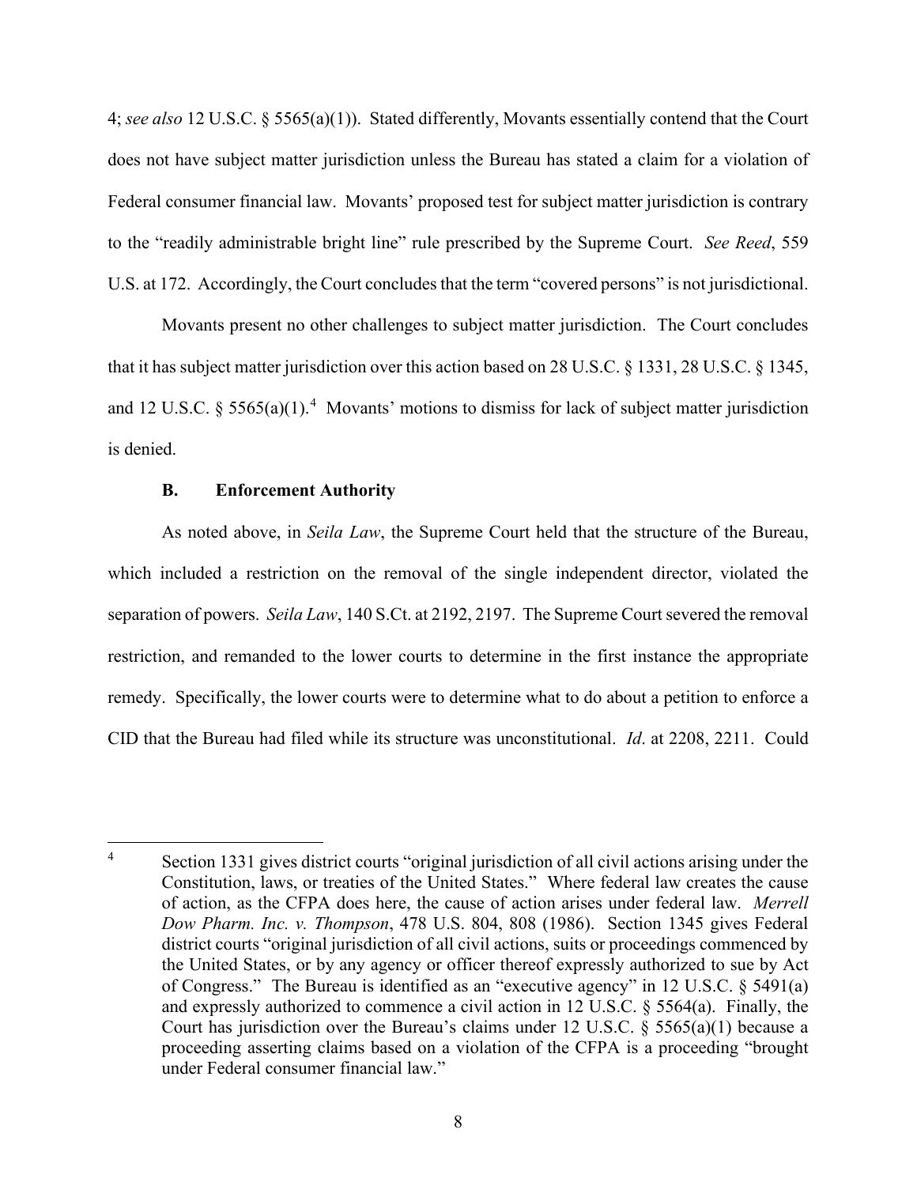4; *see also* 12 U.S.C. § 5565(a)(1)). Stated differently, Movants essentially contend that the Court does not have subject matter jurisdiction unless the Bureau has stated a claim for a violation of Federal consumer financial law. Movants' proposed test for subject matter jurisdiction is contrary to the "readily administrable bright line" rule prescribed by the Supreme Court. *See Reed*, 559 U.S. at 172. Accordingly, the Court concludes that the term "covered persons" is not jurisdictional.

Movants present no other challenges to subject matter jurisdiction. The Court concludes that it has subject matter jurisdiction over this action based on 28 U.S.C. § 1331, 28 U.S.C. § 1345, and 12 U.S.C. § 5565(a)(1).[4] Movants' motions to dismiss for lack of subject matter jurisdiction is denied.

### B. Enforcement Authority

As noted above, in *Seila Law*, the Supreme Court held that the structure of the Bureau, which included a restriction on the removal of the single independent director, violated the separation of powers. *Seila Law*, 140 S.Ct. at 2192, 2197. The Supreme Court severed the removal restriction, and remanded to the lower courts to determine in the first instance the appropriate remedy. Specifically, the lower courts were to determine what to do about a petition to enforce a CID that the Bureau had filed while its structure was unconstitutional. *Id*. at 2208, 2211. Could

---

[4] Section 1331 gives district courts "original jurisdiction of all civil actions arising under the Constitution, laws, or treaties of the United States." Where federal law creates the cause of action, as the CFPA does here, the cause of action arises under federal law. *Merrell Dow Pharm. Inc. v. Thompson*, 478 U.S. 804, 808 (1986). Section 1345 gives Federal district courts "original jurisdiction of all civil actions, suits or proceedings commenced by the United States, or by any agency or officer thereof expressly authorized to sue by Act of Congress." The Bureau is identified as an "executive agency" in 12 U.S.C. § 5491(a) and expressly authorized to commence a civil action in 12 U.S.C. § 5564(a). Finally, the Court has jurisdiction over the Bureau's claims under 12 U.S.C. § 5565(a)(1) because a proceeding asserting claims based on a violation of the CFPA is a proceeding "brought under Federal consumer financial law."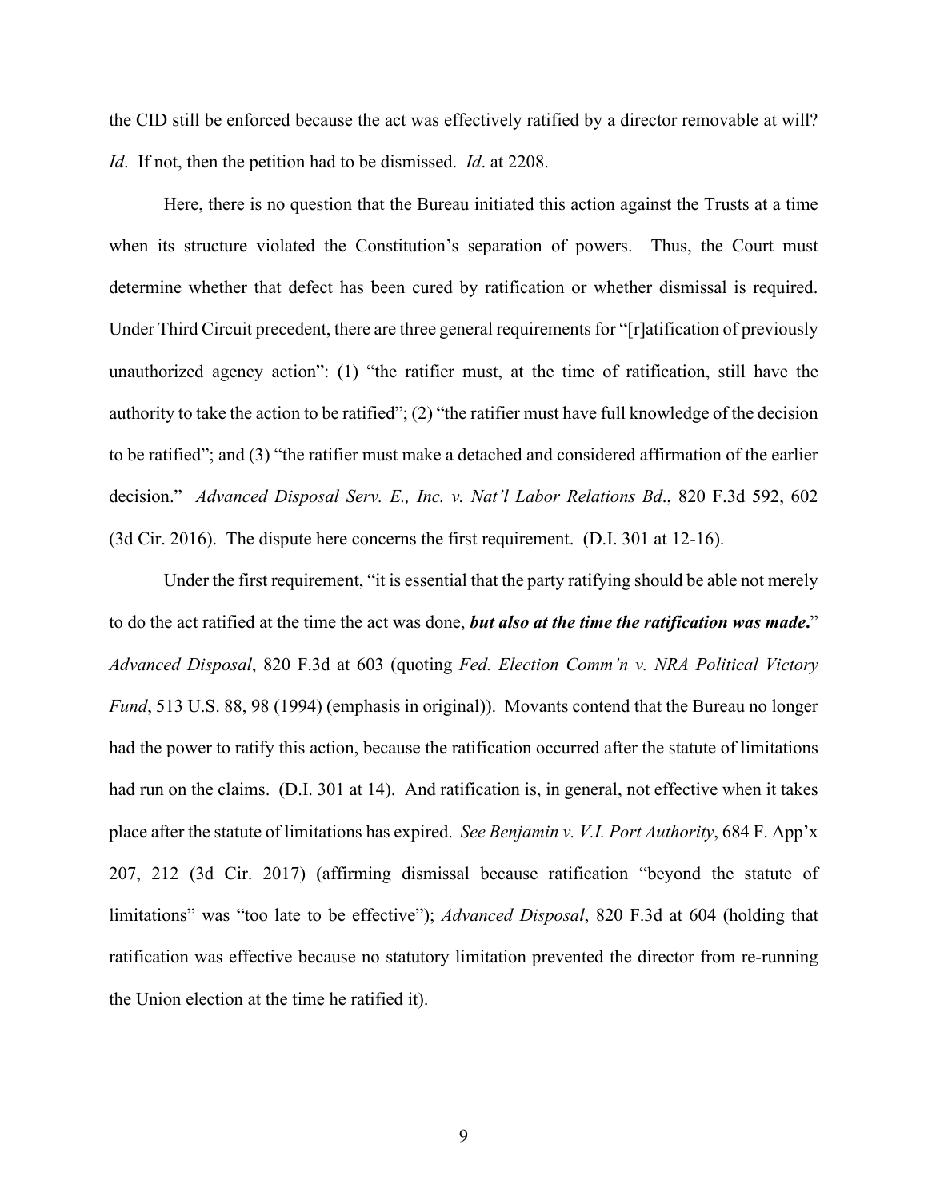the CID still be enforced because the act was effectively ratified by a director removable at will? *Id*. If not, then the petition had to be dismissed. *Id*. at 2208.

Here, there is no question that the Bureau initiated this action against the Trusts at a time when its structure violated the Constitution's separation of powers. Thus, the Court must determine whether that defect has been cured by ratification or whether dismissal is required. Under Third Circuit precedent, there are three general requirements for "[r]atification of previously unauthorized agency action": (1) "the ratifier must, at the time of ratification, still have the authority to take the action to be ratified"; (2) "the ratifier must have full knowledge of the decision to be ratified"; and (3) "the ratifier must make a detached and considered affirmation of the earlier decision." *Advanced Disposal Serv. E., Inc. v. Nat'l Labor Relations Bd*., 820 F.3d 592, 602 (3d Cir. 2016). The dispute here concerns the first requirement. (D.I. 301 at 12-16).

Under the first requirement, "it is essential that the party ratifying should be able not merely to do the act ratified at the time the act was done, ***but also at the time the ratification was made***." *Advanced Disposal*, 820 F.3d at 603 (quoting *Fed. Election Comm'n v. NRA Political Victory Fund*, 513 U.S. 88, 98 (1994) (emphasis in original)). Movants contend that the Bureau no longer had the power to ratify this action, because the ratification occurred after the statute of limitations had run on the claims. (D.I. 301 at 14). And ratification is, in general, not effective when it takes place after the statute of limitations has expired. *See Benjamin v. V.I. Port Authority*, 684 F. App'x 207, 212 (3d Cir. 2017) (affirming dismissal because ratification "beyond the statute of limitations" was "too late to be effective"); *Advanced Disposal*, 820 F.3d at 604 (holding that ratification was effective because no statutory limitation prevented the director from re-running the Union election at the time he ratified it).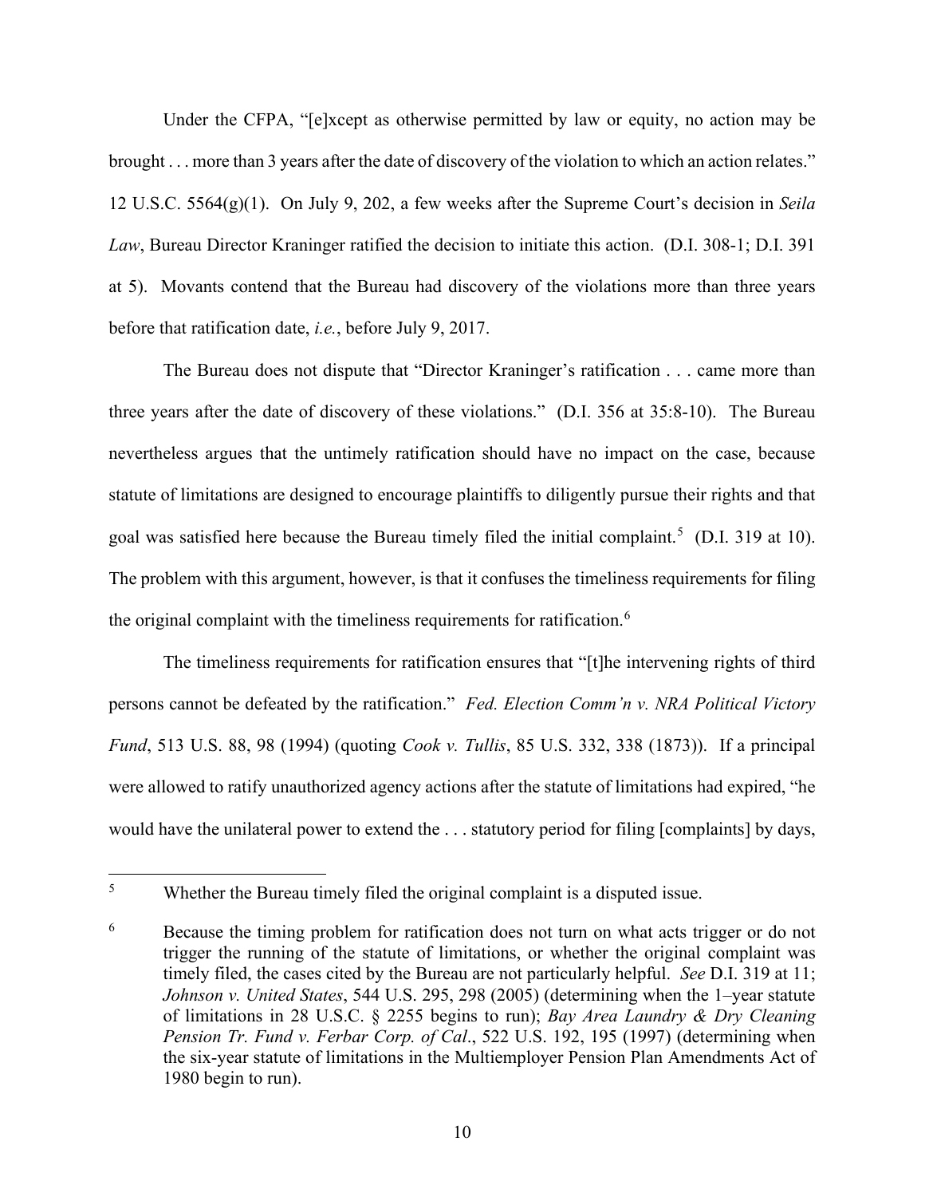Under the CFPA, "[e]xcept as otherwise permitted by law or equity, no action may be brought . . . more than 3 years after the date of discovery of the violation to which an action relates." 12 U.S.C. 5564(g)(1). On July 9, 202, a few weeks after the Supreme Court's decision in *Seila Law*, Bureau Director Kraninger ratified the decision to initiate this action. (D.I. 308-1; D.I. 391 at 5). Movants contend that the Bureau had discovery of the violations more than three years before that ratification date, *i.e.*, before July 9, 2017.

The Bureau does not dispute that "Director Kraninger's ratification . . . came more than three years after the date of discovery of these violations." (D.I. 356 at 35:8-10). The Bureau nevertheless argues that the untimely ratification should have no impact on the case, because statute of limitations are designed to encourage plaintiffs to diligently pursue their rights and that goal was satisfied here because the Bureau timely filed the initial complaint.[5] (D.I. 319 at 10). The problem with this argument, however, is that it confuses the timeliness requirements for filing the original complaint with the timeliness requirements for ratification.[6]

The timeliness requirements for ratification ensures that "[t]he intervening rights of third persons cannot be defeated by the ratification." *Fed. Election Comm'n v. NRA Political Victory Fund*, 513 U.S. 88, 98 (1994) (quoting *Cook v. Tullis*, 85 U.S. 332, 338 (1873)). If a principal were allowed to ratify unauthorized agency actions after the statute of limitations had expired, "he would have the unilateral power to extend the . . . statutory period for filing [complaints] by days,

---

[5] Whether the Bureau timely filed the original complaint is a disputed issue.

[6] Because the timing problem for ratification does not turn on what acts trigger or do not trigger the running of the statute of limitations, or whether the original complaint was timely filed, the cases cited by the Bureau are not particularly helpful. *See* D.I. 319 at 11; *Johnson v. United States*, 544 U.S. 295, 298 (2005) (determining when the 1–year statute of limitations in 28 U.S.C. § 2255 begins to run); *Bay Area Laundry & Dry Cleaning Pension Tr. Fund v. Ferbar Corp. of Cal*., 522 U.S. 192, 195 (1997) (determining when the six-year statute of limitations in the Multiemployer Pension Plan Amendments Act of 1980 begin to run).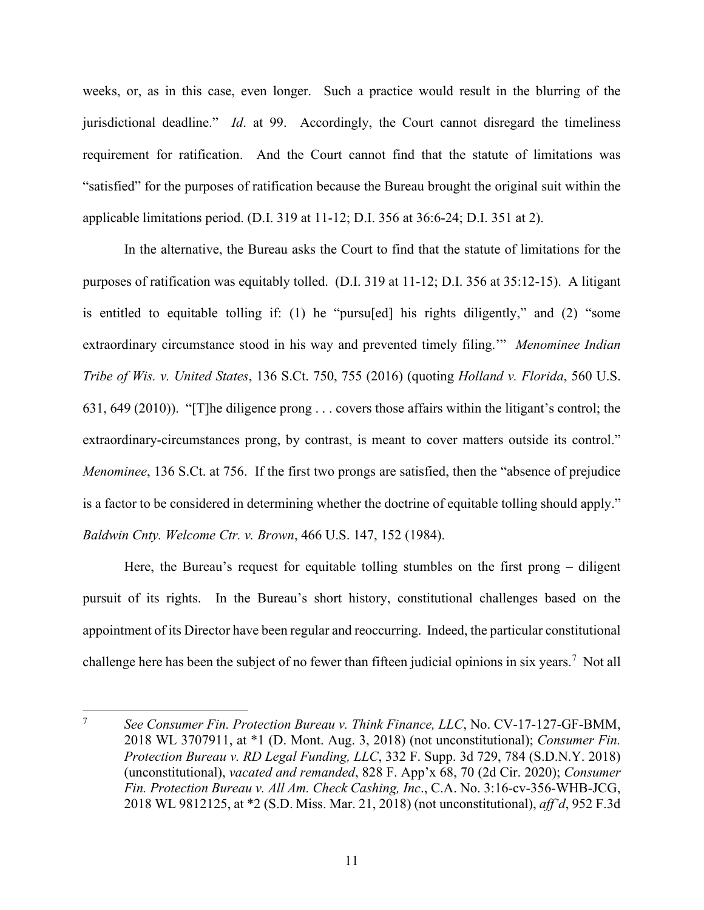weeks, or, as in this case, even longer. Such a practice would result in the blurring of the jurisdictional deadline." *Id*. at 99. Accordingly, the Court cannot disregard the timeliness requirement for ratification. And the Court cannot find that the statute of limitations was "satisfied" for the purposes of ratification because the Bureau brought the original suit within the applicable limitations period. (D.I. 319 at 11-12; D.I. 356 at 36:6-24; D.I. 351 at 2).

In the alternative, the Bureau asks the Court to find that the statute of limitations for the purposes of ratification was equitably tolled. (D.I. 319 at 11-12; D.I. 356 at 35:12-15). A litigant is entitled to equitable tolling if: (1) he "pursu[ed] his rights diligently," and (2) "some extraordinary circumstance stood in his way and prevented timely filing.'" *Menominee Indian Tribe of Wis. v. United States*, 136 S.Ct. 750, 755 (2016) (quoting *Holland v. Florida*, 560 U.S. 631, 649 (2010)). "[T]he diligence prong . . . covers those affairs within the litigant's control; the extraordinary-circumstances prong, by contrast, is meant to cover matters outside its control." *Menominee*, 136 S.Ct. at 756. If the first two prongs are satisfied, then the "absence of prejudice is a factor to be considered in determining whether the doctrine of equitable tolling should apply." *Baldwin Cnty. Welcome Ctr. v. Brown*, 466 U.S. 147, 152 (1984).

Here, the Bureau's request for equitable tolling stumbles on the first prong – diligent pursuit of its rights. In the Bureau's short history, constitutional challenges based on the appointment of its Director have been regular and reoccurring. Indeed, the particular constitutional challenge here has been the subject of no fewer than fifteen judicial opinions in six years.[7] Not all

---

[7] *See Consumer Fin. Protection Bureau v. Think Finance, LLC*, No. CV-17-127-GF-BMM, 2018 WL 3707911, at *1 (D. Mont. Aug. 3, 2018) (not unconstitutional); *Consumer Fin. Protection Bureau v. RD Legal Funding, LLC*, 332 F. Supp. 3d 729, 784 (S.D.N.Y. 2018) (unconstitutional), *vacated and remanded*, 828 F. App'x 68, 70 (2d Cir. 2020); *Consumer Fin. Protection Bureau v. All Am. Check Cashing, Inc*., C.A. No. 3:16-cv-356-WHB-JCG, 2018 WL 9812125, at *2 (S.D. Miss. Mar. 21, 2018) (not unconstitutional), *aff'd*, 952 F.3d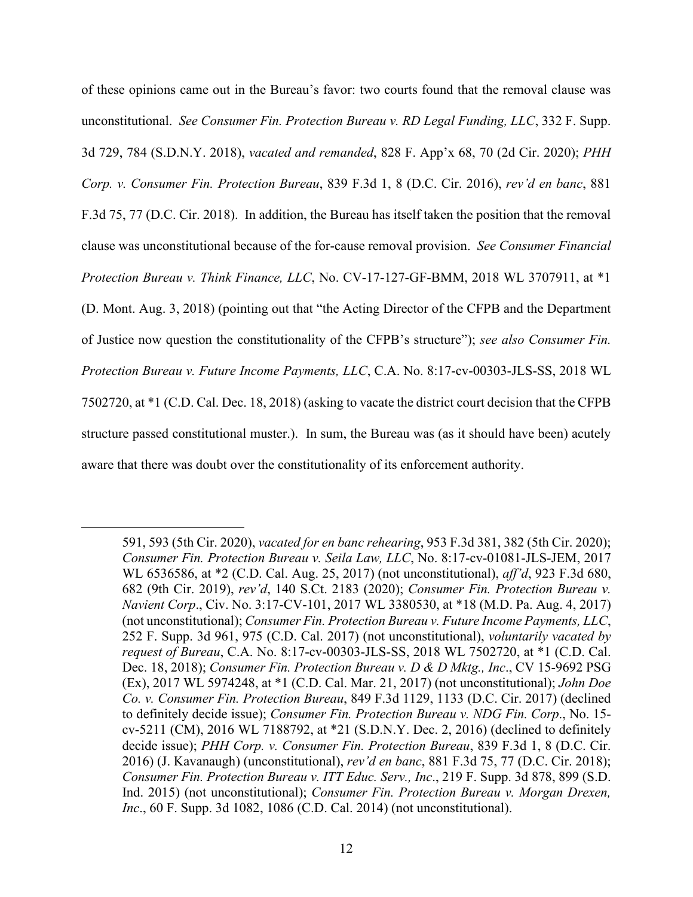of these opinions came out in the Bureau's favor: two courts found that the removal clause was unconstitutional. *See Consumer Fin. Protection Bureau v. RD Legal Funding, LLC*, 332 F. Supp. 3d 729, 784 (S.D.N.Y. 2018), *vacated and remanded*, 828 F. App'x 68, 70 (2d Cir. 2020); *PHH Corp. v. Consumer Fin. Protection Bureau*, 839 F.3d 1, 8 (D.C. Cir. 2016), *rev'd en banc*, 881 F.3d 75, 77 (D.C. Cir. 2018). In addition, the Bureau has itself taken the position that the removal clause was unconstitutional because of the for-cause removal provision. *See Consumer Financial Protection Bureau v. Think Finance, LLC*, No. CV-17-127-GF-BMM, 2018 WL 3707911, at *1 (D. Mont. Aug. 3, 2018) (pointing out that "the Acting Director of the CFPB and the Department of Justice now question the constitutionality of the CFPB's structure"); *see also Consumer Fin. Protection Bureau v. Future Income Payments, LLC*, C.A. No. 8:17-cv-00303-JLS-SS, 2018 WL 7502720, at *1 (C.D. Cal. Dec. 18, 2018) (asking to vacate the district court decision that the CFPB structure passed constitutional muster.). In sum, the Bureau was (as it should have been) acutely aware that there was doubt over the constitutionality of its enforcement authority.

---

591, 593 (5th Cir. 2020), *vacated for en banc rehearing*, 953 F.3d 381, 382 (5th Cir. 2020); *Consumer Fin. Protection Bureau v. Seila Law, LLC*, No. 8:17-cv-01081-JLS-JEM, 2017 WL 6536586, at *2 (C.D. Cal. Aug. 25, 2017) (not unconstitutional), *aff'd*, 923 F.3d 680, 682 (9th Cir. 2019), *rev'd*, 140 S.Ct. 2183 (2020); *Consumer Fin. Protection Bureau v. Navient Corp*., Civ. No. 3:17-CV-101, 2017 WL 3380530, at *18 (M.D. Pa. Aug. 4, 2017) (not unconstitutional); *Consumer Fin. Protection Bureau v. Future Income Payments, LLC*, 252 F. Supp. 3d 961, 975 (C.D. Cal. 2017) (not unconstitutional), *voluntarily vacated by request of Bureau*, C.A. No. 8:17-cv-00303-JLS-SS, 2018 WL 7502720, at *1 (C.D. Cal. Dec. 18, 2018); *Consumer Fin. Protection Bureau v. D & D Mktg., Inc*., CV 15-9692 PSG (Ex), 2017 WL 5974248, at *1 (C.D. Cal. Mar. 21, 2017) (not unconstitutional); *John Doe Co. v. Consumer Fin. Protection Bureau*, 849 F.3d 1129, 1133 (D.C. Cir. 2017) (declined to definitely decide issue); *Consumer Fin. Protection Bureau v. NDG Fin. Corp*., No. 15-cv-5211 (CM), 2016 WL 7188792, at *21 (S.D.N.Y. Dec. 2, 2016) (declined to definitely decide issue); *PHH Corp. v. Consumer Fin. Protection Bureau*, 839 F.3d 1, 8 (D.C. Cir. 2016) (J. Kavanaugh) (unconstitutional), *rev'd en banc*, 881 F.3d 75, 77 (D.C. Cir. 2018); *Consumer Fin. Protection Bureau v. ITT Educ. Serv., Inc*., 219 F. Supp. 3d 878, 899 (S.D. Ind. 2015) (not unconstitutional); *Consumer Fin. Protection Bureau v. Morgan Drexen, Inc*., 60 F. Supp. 3d 1082, 1086 (C.D. Cal. 2014) (not unconstitutional).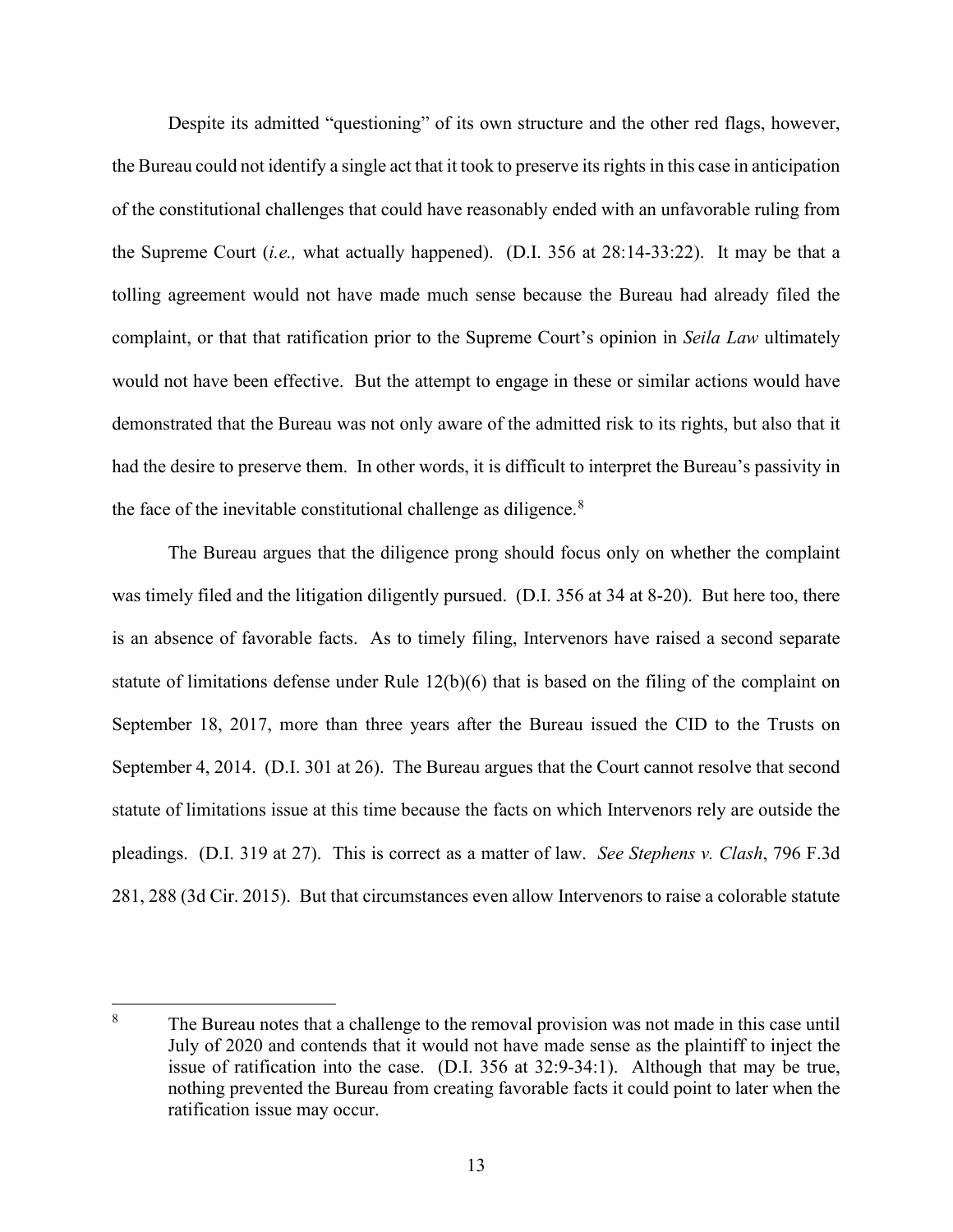Despite its admitted "questioning" of its own structure and the other red flags, however, the Bureau could not identify a single act that it took to preserve its rights in this case in anticipation of the constitutional challenges that could have reasonably ended with an unfavorable ruling from the Supreme Court (*i.e.,* what actually happened). (D.I. 356 at 28:14-33:22). It may be that a tolling agreement would not have made much sense because the Bureau had already filed the complaint, or that that ratification prior to the Supreme Court's opinion in *Seila Law* ultimately would not have been effective. But the attempt to engage in these or similar actions would have demonstrated that the Bureau was not only aware of the admitted risk to its rights, but also that it had the desire to preserve them. In other words, it is difficult to interpret the Bureau's passivity in the face of the inevitable constitutional challenge as diligence.[8]

The Bureau argues that the diligence prong should focus only on whether the complaint was timely filed and the litigation diligently pursued. (D.I. 356 at 34 at 8-20). But here too, there is an absence of favorable facts. As to timely filing, Intervenors have raised a second separate statute of limitations defense under Rule 12(b)(6) that is based on the filing of the complaint on September 18, 2017, more than three years after the Bureau issued the CID to the Trusts on September 4, 2014. (D.I. 301 at 26). The Bureau argues that the Court cannot resolve that second statute of limitations issue at this time because the facts on which Intervenors rely are outside the pleadings. (D.I. 319 at 27). This is correct as a matter of law. *See Stephens v. Clash*, 796 F.3d 281, 288 (3d Cir. 2015). But that circumstances even allow Intervenors to raise a colorable statute

---

[8] The Bureau notes that a challenge to the removal provision was not made in this case until July of 2020 and contends that it would not have made sense as the plaintiff to inject the issue of ratification into the case. (D.I. 356 at 32:9-34:1). Although that may be true, nothing prevented the Bureau from creating favorable facts it could point to later when the ratification issue may occur.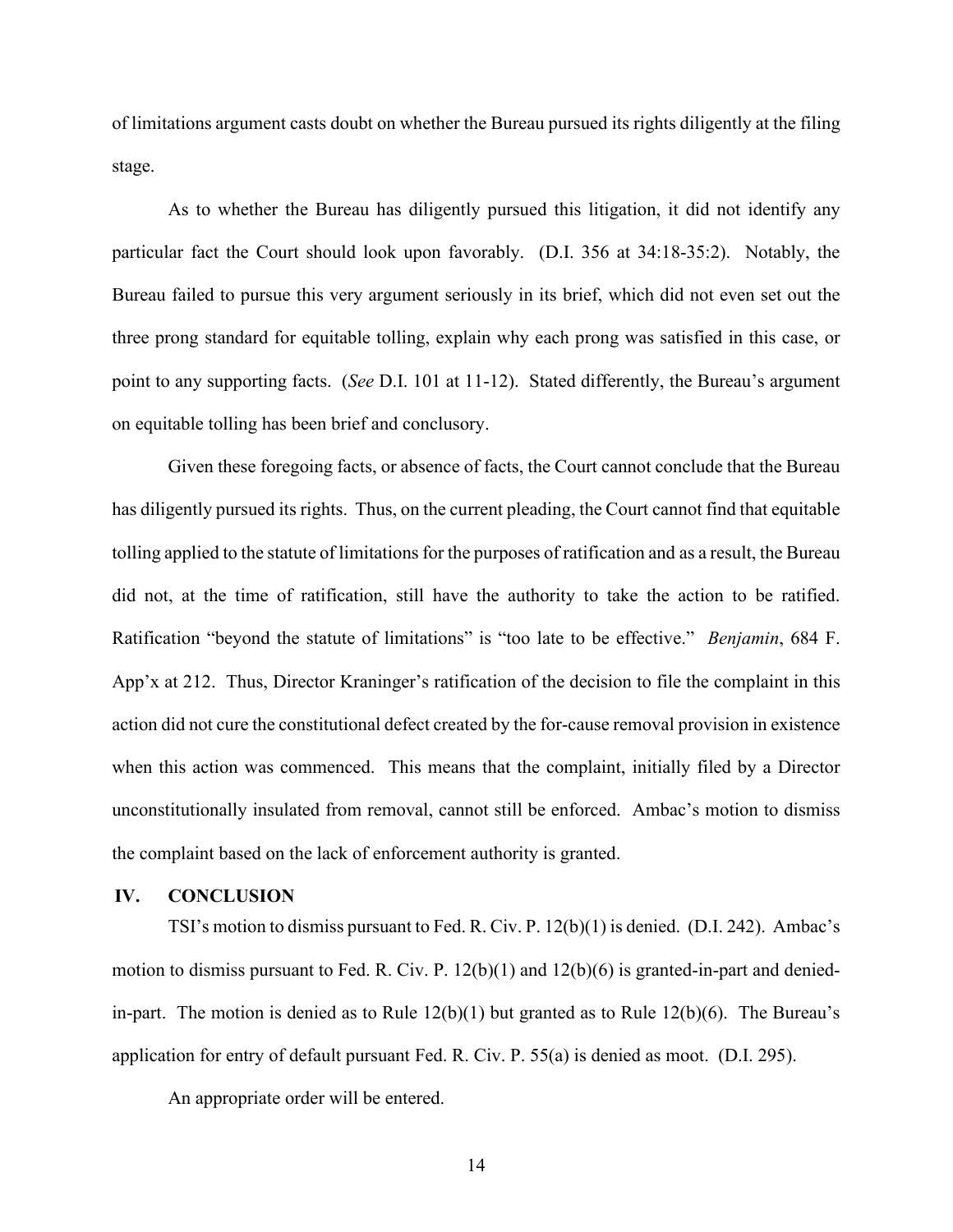of limitations argument casts doubt on whether the Bureau pursued its rights diligently at the filing stage.

As to whether the Bureau has diligently pursued this litigation, it did not identify any particular fact the Court should look upon favorably. (D.I. 356 at 34:18-35:2). Notably, the Bureau failed to pursue this very argument seriously in its brief, which did not even set out the three prong standard for equitable tolling, explain why each prong was satisfied in this case, or point to any supporting facts. (*See* D.I. 101 at 11-12). Stated differently, the Bureau's argument on equitable tolling has been brief and conclusory.

Given these foregoing facts, or absence of facts, the Court cannot conclude that the Bureau has diligently pursued its rights. Thus, on the current pleading, the Court cannot find that equitable tolling applied to the statute of limitations for the purposes of ratification and as a result, the Bureau did not, at the time of ratification, still have the authority to take the action to be ratified. Ratification "beyond the statute of limitations" is "too late to be effective." *Benjamin*, 684 F. App'x at 212. Thus, Director Kraninger's ratification of the decision to file the complaint in this action did not cure the constitutional defect created by the for-cause removal provision in existence when this action was commenced. This means that the complaint, initially filed by a Director unconstitutionally insulated from removal, cannot still be enforced. Ambac's motion to dismiss the complaint based on the lack of enforcement authority is granted.

## IV. CONCLUSION

TSI's motion to dismiss pursuant to Fed. R. Civ. P. 12(b)(1) is denied. (D.I. 242). Ambac's motion to dismiss pursuant to Fed. R. Civ. P. 12(b)(1) and 12(b)(6) is granted-in-part and denied-in-part. The motion is denied as to Rule 12(b)(1) but granted as to Rule 12(b)(6). The Bureau's application for entry of default pursuant Fed. R. Civ. P. 55(a) is denied as moot. (D.I. 295).

An appropriate order will be entered.